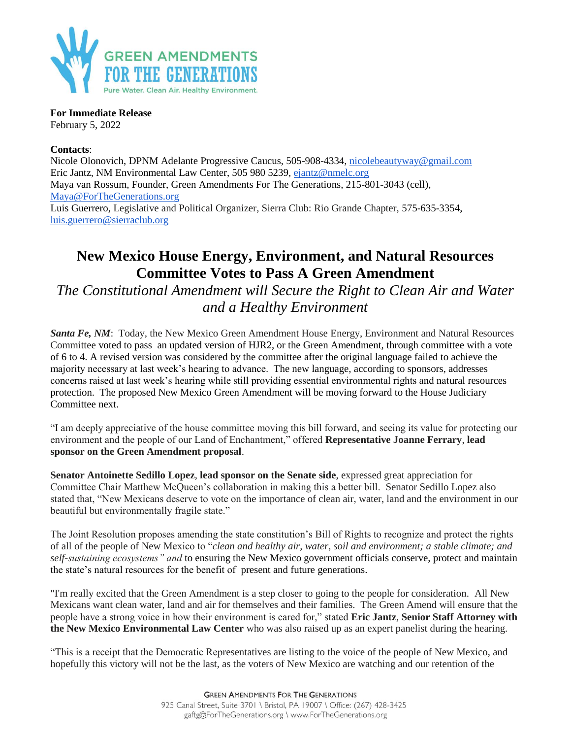GREEN AMENDMENTS FOR THE GENERATIONS

Pure Water. Clean Air. Healthy Environment.

**For Immediate Release**
February 5, 2022

**Contacts**:
Nicole Olonovich, DPNM Adelante Progressive Caucus, 505-908-4334, nicolebeautyway@gmail.com
Eric Jantz, NM Environmental Law Center, 505 980 5239, ejantz@nmelc.org
Maya van Rossum, Founder, Green Amendments For The Generations, 215-801-3043 (cell), Maya@ForTheGenerations.org
Luis Guerrero, Legislative and Political Organizer, Sierra Club: Rio Grande Chapter, 575-635-3354, luis.guerrero@sierraclub.org

# New Mexico House Energy, Environment, and Natural Resources Committee Votes to Pass A Green Amendment

*The Constitutional Amendment will Secure the Right to Clean Air and Water and a Healthy Environment*

***Santa Fe, NM***: Today, the New Mexico Green Amendment House Energy, Environment and Natural Resources Committee voted to pass an updated version of HJR2, or the Green Amendment, through committee with a vote of 6 to 4. A revised version was considered by the committee after the original language failed to achieve the majority necessary at last week's hearing to advance. The new language, according to sponsors, addresses concerns raised at last week's hearing while still providing essential environmental rights and natural resources protection. The proposed New Mexico Green Amendment will be moving forward to the House Judiciary Committee next.

"I am deeply appreciative of the house committee moving this bill forward, and seeing its value for protecting our environment and the people of our Land of Enchantment," offered **Representative Joanne Ferrary**, **lead sponsor on the Green Amendment proposal**.

**Senator Antoinette Sedillo Lopez**, **lead sponsor on the Senate side**, expressed great appreciation for Committee Chair Matthew McQueen's collaboration in making this a better bill. Senator Sedillo Lopez also stated that, "New Mexicans deserve to vote on the importance of clean air, water, land and the environment in our beautiful but environmentally fragile state."

The Joint Resolution proposes amending the state constitution's Bill of Rights to recognize and protect the rights of all of the people of New Mexico to "*clean and healthy air, water, soil and environment; a stable climate; and self-sustaining ecosystems" and* to ensuring the New Mexico government officials conserve, protect and maintain the state's natural resources for the benefit of present and future generations.

"I'm really excited that the Green Amendment is a step closer to going to the people for consideration. All New Mexicans want clean water, land and air for themselves and their families. The Green Amend will ensure that the people have a strong voice in how their environment is cared for," stated **Eric Jantz**, **Senior Staff Attorney with the New Mexico Environmental Law Center** who was also raised up as an expert panelist during the hearing.

"This is a receipt that the Democratic Representatives are listing to the voice of the people of New Mexico, and hopefully this victory will not be the last, as the voters of New Mexico are watching and our retention of the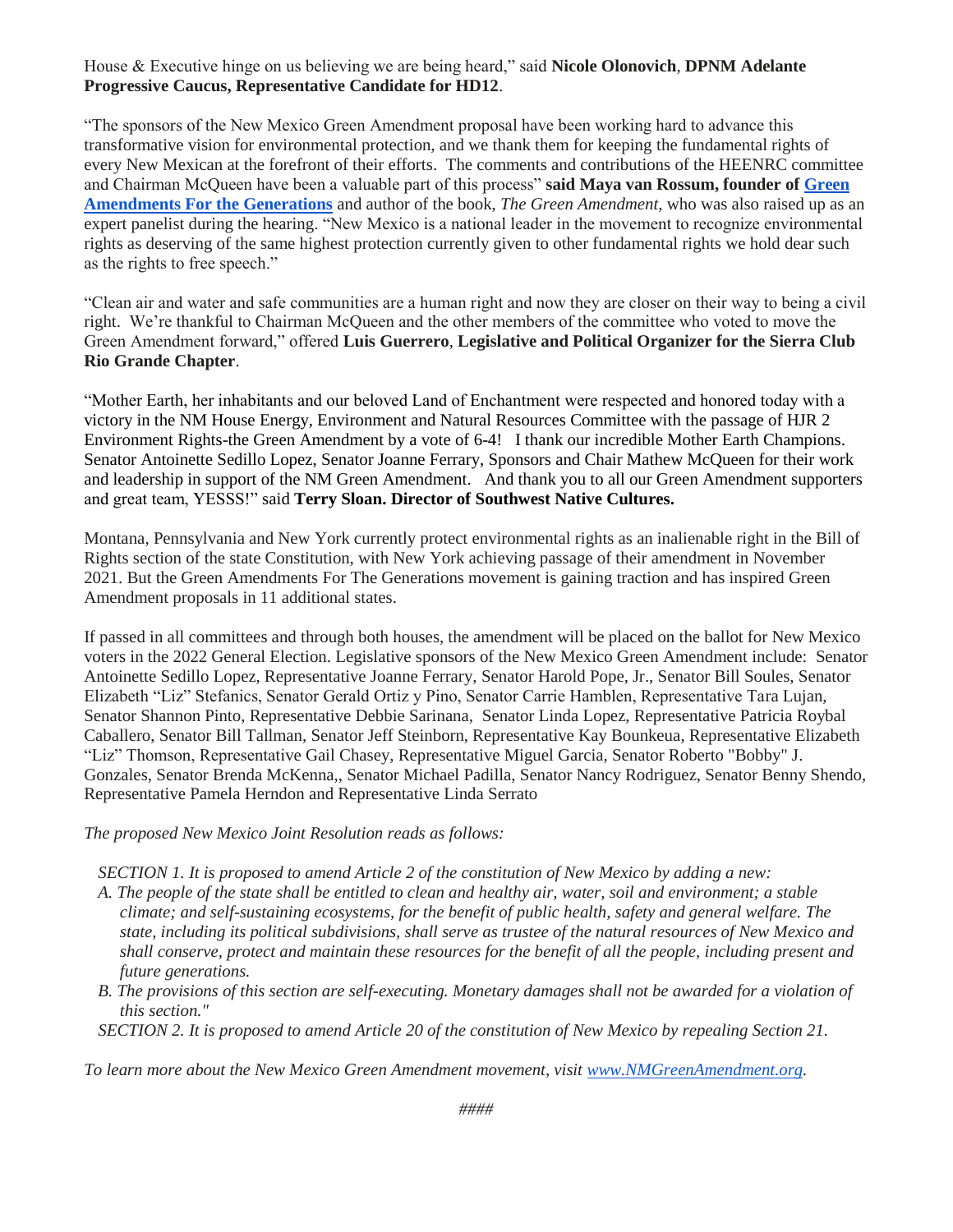House & Executive hinge on us believing we are being heard," said **Nicole Olonovich**, **DPNM Adelante Progressive Caucus, Representative Candidate for HD12**.

"The sponsors of the New Mexico Green Amendment proposal have been working hard to advance this transformative vision for environmental protection, and we thank them for keeping the fundamental rights of every New Mexican at the forefront of their efforts. The comments and contributions of the HEENRC committee and Chairman McQueen have been a valuable part of this process" **said Maya van Rossum, founder of [Green Amendments For the Generations](#)** and author of the book, *The Green Amendment*, who was also raised up as an expert panelist during the hearing. "New Mexico is a national leader in the movement to recognize environmental rights as deserving of the same highest protection currently given to other fundamental rights we hold dear such as the rights to free speech."

"Clean air and water and safe communities are a human right and now they are closer on their way to being a civil right. We're thankful to Chairman McQueen and the other members of the committee who voted to move the Green Amendment forward," offered **Luis Guerrero**, **Legislative and Political Organizer for the Sierra Club Rio Grande Chapter**.

"Mother Earth, her inhabitants and our beloved Land of Enchantment were respected and honored today with a victory in the NM House Energy, Environment and Natural Resources Committee with the passage of HJR 2 Environment Rights-the Green Amendment by a vote of 6-4! I thank our incredible Mother Earth Champions. Senator Antoinette Sedillo Lopez, Senator Joanne Ferrary, Sponsors and Chair Mathew McQueen for their work and leadership in support of the NM Green Amendment. And thank you to all our Green Amendment supporters and great team, YESSS!" said **Terry Sloan. Director of Southwest Native Cultures.**

Montana, Pennsylvania and New York currently protect environmental rights as an inalienable right in the Bill of Rights section of the state Constitution, with New York achieving passage of their amendment in November 2021. But the Green Amendments For The Generations movement is gaining traction and has inspired Green Amendment proposals in 11 additional states.

If passed in all committees and through both houses, the amendment will be placed on the ballot for New Mexico voters in the 2022 General Election. Legislative sponsors of the New Mexico Green Amendment include: Senator Antoinette Sedillo Lopez, Representative Joanne Ferrary, Senator Harold Pope, Jr., Senator Bill Soules, Senator Elizabeth "Liz" Stefanics, Senator Gerald Ortiz y Pino, Senator Carrie Hamblen, Representative Tara Lujan, Senator Shannon Pinto, Representative Debbie Sarinana, Senator Linda Lopez, Representative Patricia Roybal Caballero, Senator Bill Tallman, Senator Jeff Steinborn, Representative Kay Bounkeua, Representative Elizabeth "Liz" Thomson, Representative Gail Chasey, Representative Miguel Garcia, Senator Roberto "Bobby" J. Gonzales, Senator Brenda McKenna,, Senator Michael Padilla, Senator Nancy Rodriguez, Senator Benny Shendo, Representative Pamela Herndon and Representative Linda Serrato

*The proposed New Mexico Joint Resolution reads as follows:*

*SECTION 1. It is proposed to amend Article 2 of the constitution of New Mexico by adding a new:*

*A. The people of the state shall be entitled to clean and healthy air, water, soil and environment; a stable climate; and self-sustaining ecosystems, for the benefit of public health, safety and general welfare. The state, including its political subdivisions, shall serve as trustee of the natural resources of New Mexico and shall conserve, protect and maintain these resources for the benefit of all the people, including present and future generations.*

*B. The provisions of this section are self-executing. Monetary damages shall not be awarded for a violation of this section."*

*SECTION 2. It is proposed to amend Article 20 of the constitution of New Mexico by repealing Section 21.*

*To learn more about the New Mexico Green Amendment movement, visit [www.NMGreenAmendment.org](http://www.NMGreenAmendment.org).*

*####*